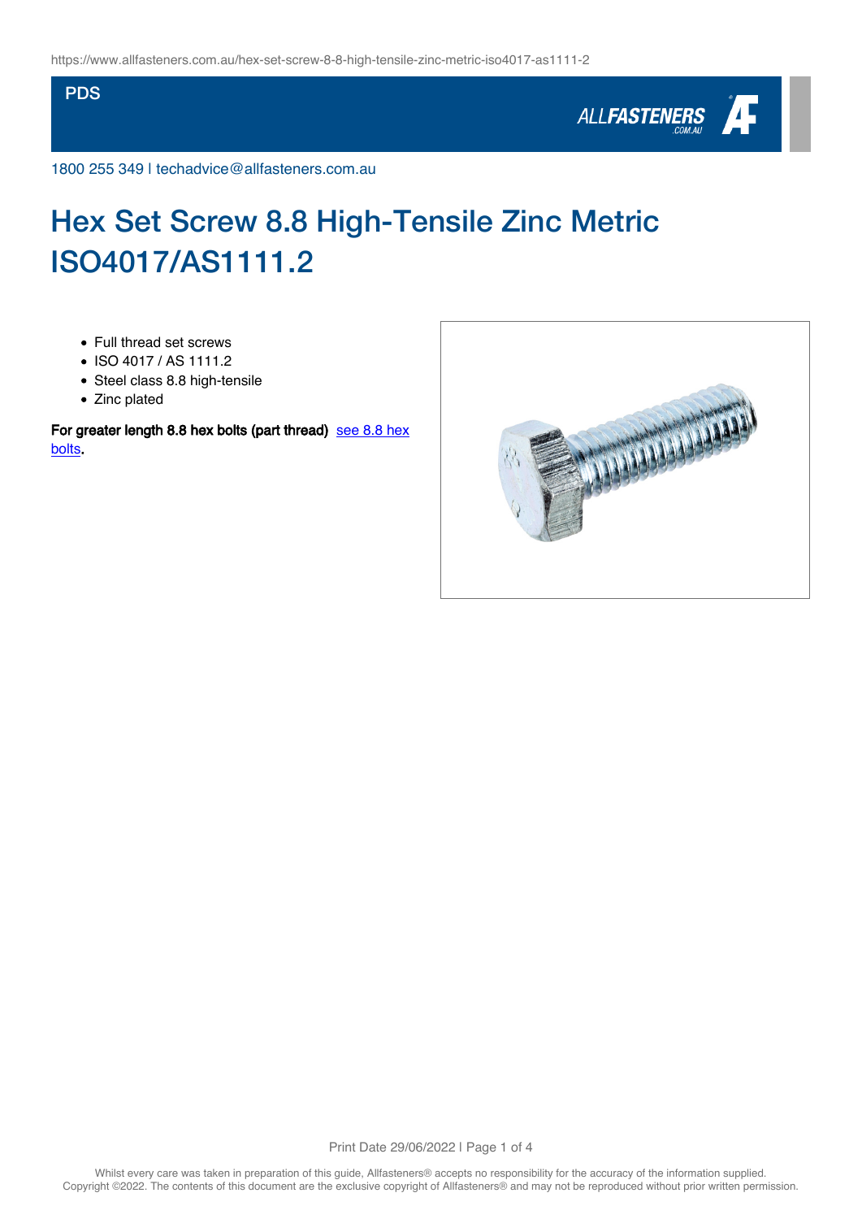PDS

1800 255 349 | techadvice@allfasteners.com.au

# Hex Set Screw 8.8 High-Tensile Zinc Metric ISO4017/AS1111.2

- Full thread set screws
- ISO 4017 / AS 1111.2
- Steel class 8.8 high-tensile
- Zinc plated

**For greater length 8.8 hex bolts (part thread)** [see 8.8 hex bolts](#).

Whilst every care was taken in preparation of this guide, Allfasteners® accepts no responsibility for the accuracy of the information supplied.
Copyright ©2022. The contents of this document are the exclusive copyright of Allfasteners® and may not be reproduced without prior written permission.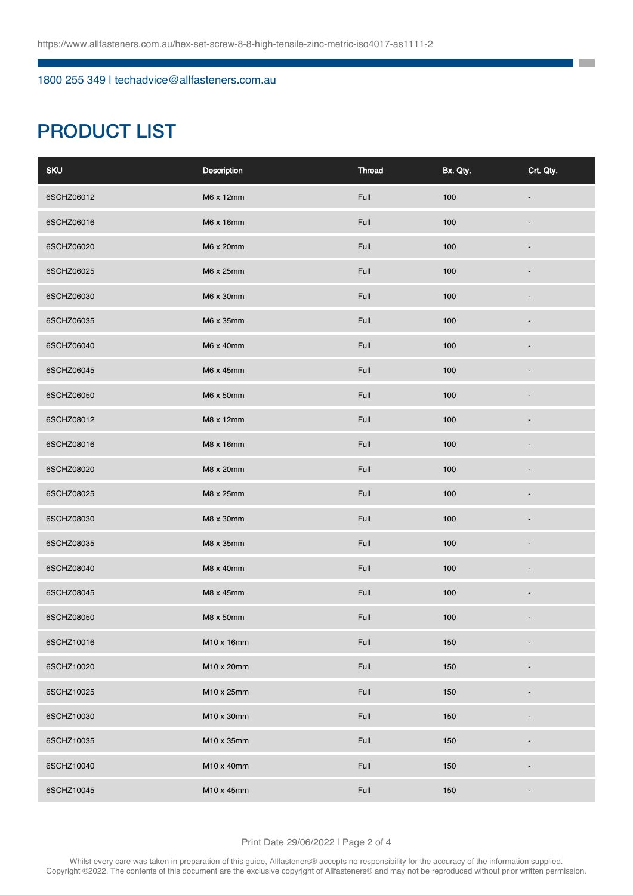https://www.allfasteners.com.au/hex-set-screw-8-8-high-tensile-zinc-metric-iso4017-as1111-2

1800 255 349 | techadvice@allfasteners.com.au

# PRODUCT LIST

| SKU | Description | Thread | Bx. Qty. | Crt. Qty. |
|---|---|---|---|---|
| 6SCHZ06012 | M6 x 12mm | Full | 100 | - |
| 6SCHZ06016 | M6 x 16mm | Full | 100 | - |
| 6SCHZ06020 | M6 x 20mm | Full | 100 | - |
| 6SCHZ06025 | M6 x 25mm | Full | 100 | - |
| 6SCHZ06030 | M6 x 30mm | Full | 100 | - |
| 6SCHZ06035 | M6 x 35mm | Full | 100 | - |
| 6SCHZ06040 | M6 x 40mm | Full | 100 | - |
| 6SCHZ06045 | M6 x 45mm | Full | 100 | - |
| 6SCHZ06050 | M6 x 50mm | Full | 100 | - |
| 6SCHZ08012 | M8 x 12mm | Full | 100 | - |
| 6SCHZ08016 | M8 x 16mm | Full | 100 | - |
| 6SCHZ08020 | M8 x 20mm | Full | 100 | - |
| 6SCHZ08025 | M8 x 25mm | Full | 100 | - |
| 6SCHZ08030 | M8 x 30mm | Full | 100 | - |
| 6SCHZ08035 | M8 x 35mm | Full | 100 | - |
| 6SCHZ08040 | M8 x 40mm | Full | 100 | - |
| 6SCHZ08045 | M8 x 45mm | Full | 100 | - |
| 6SCHZ08050 | M8 x 50mm | Full | 100 | - |
| 6SCHZ10016 | M10 x 16mm | Full | 150 | - |
| 6SCHZ10020 | M10 x 20mm | Full | 150 | - |
| 6SCHZ10025 | M10 x 25mm | Full | 150 | - |
| 6SCHZ10030 | M10 x 30mm | Full | 150 | - |
| 6SCHZ10035 | M10 x 35mm | Full | 150 | - |
| 6SCHZ10040 | M10 x 40mm | Full | 150 | - |
| 6SCHZ10045 | M10 x 45mm | Full | 150 | - |

Print Date 29/06/2022

Whilst every care was taken in preparation of this guide, Allfasteners® accepts no responsibility for the accuracy of the information supplied. Copyright ©2022. The contents of this document are the exclusive copyright of Allfasteners® and may not be reproduced without prior written permission.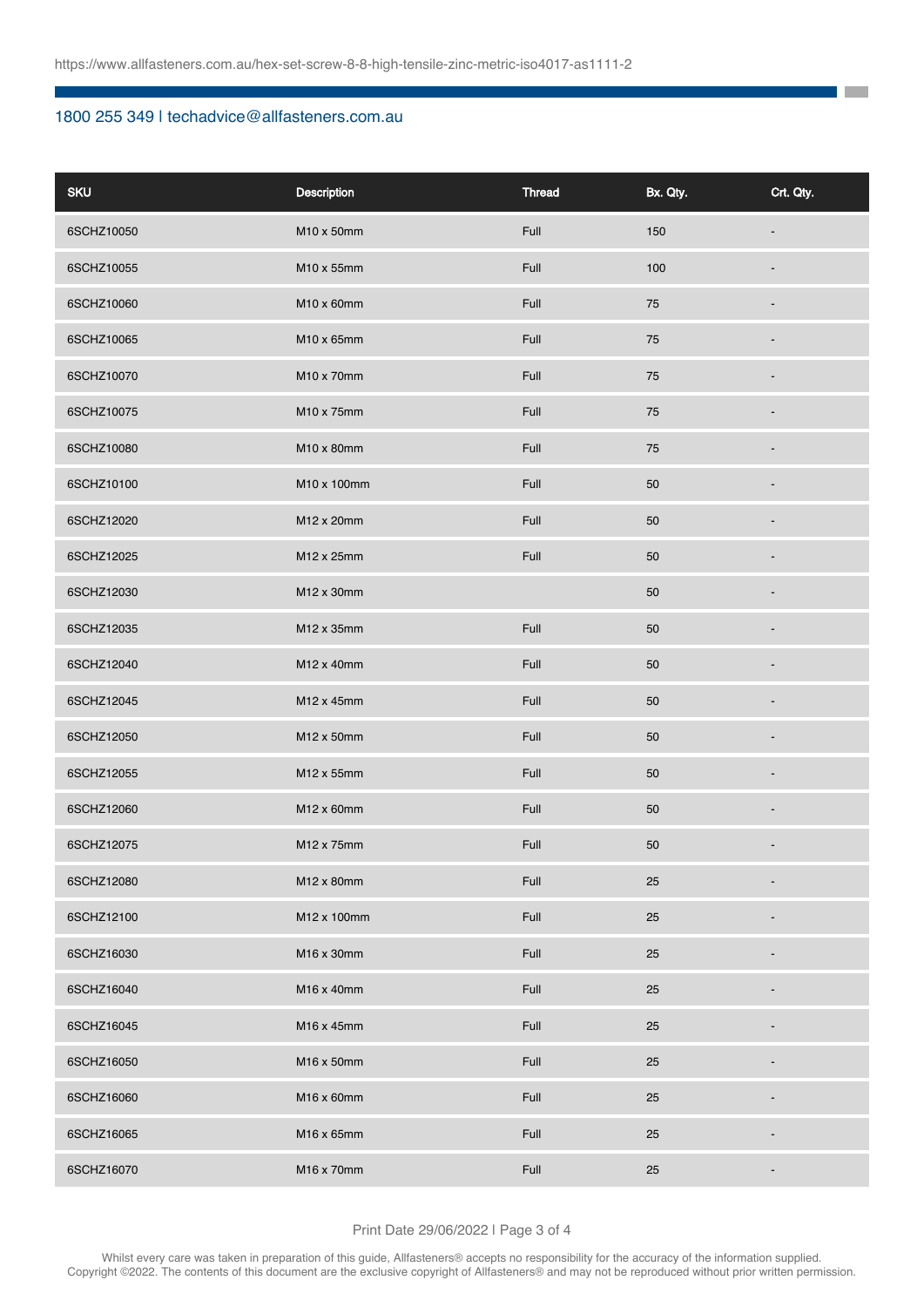https://www.allfasteners.com.au/hex-set-screw-8-8-high-tensile-zinc-metric-iso4017-as1111-2

1800 255 349 | techadvice@allfasteners.com.au

| SKU | Description | Thread | Bx. Qty. | Crt. Qty. |
|---|---|---|---|---|
| 6SCHZ10050 | M10 x 50mm | Full | 150 | - |
| 6SCHZ10055 | M10 x 55mm | Full | 100 | - |
| 6SCHZ10060 | M10 x 60mm | Full | 75 | - |
| 6SCHZ10065 | M10 x 65mm | Full | 75 | - |
| 6SCHZ10070 | M10 x 70mm | Full | 75 | - |
| 6SCHZ10075 | M10 x 75mm | Full | 75 | - |
| 6SCHZ10080 | M10 x 80mm | Full | 75 | - |
| 6SCHZ10100 | M10 x 100mm | Full | 50 | - |
| 6SCHZ12020 | M12 x 20mm | Full | 50 | - |
| 6SCHZ12025 | M12 x 25mm | Full | 50 | - |
| 6SCHZ12030 | M12 x 30mm | | 50 | - |
| 6SCHZ12035 | M12 x 35mm | Full | 50 | - |
| 6SCHZ12040 | M12 x 40mm | Full | 50 | - |
| 6SCHZ12045 | M12 x 45mm | Full | 50 | - |
| 6SCHZ12050 | M12 x 50mm | Full | 50 | - |
| 6SCHZ12055 | M12 x 55mm | Full | 50 | - |
| 6SCHZ12060 | M12 x 60mm | Full | 50 | - |
| 6SCHZ12075 | M12 x 75mm | Full | 50 | - |
| 6SCHZ12080 | M12 x 80mm | Full | 25 | - |
| 6SCHZ12100 | M12 x 100mm | Full | 25 | - |
| 6SCHZ16030 | M16 x 30mm | Full | 25 | - |
| 6SCHZ16040 | M16 x 40mm | Full | 25 | - |
| 6SCHZ16045 | M16 x 45mm | Full | 25 | - |
| 6SCHZ16050 | M16 x 50mm | Full | 25 | - |
| 6SCHZ16060 | M16 x 60mm | Full | 25 | - |
| 6SCHZ16065 | M16 x 65mm | Full | 25 | - |
| 6SCHZ16070 | M16 x 70mm | Full | 25 | - |

Print Date 29/06/2022

Whilst every care was taken in preparation of this guide, Allfasteners® accepts no responsibility for the accuracy of the information supplied. Copyright ©2022. The contents of this document are the exclusive copyright of Allfasteners® and may not be reproduced without prior written permission.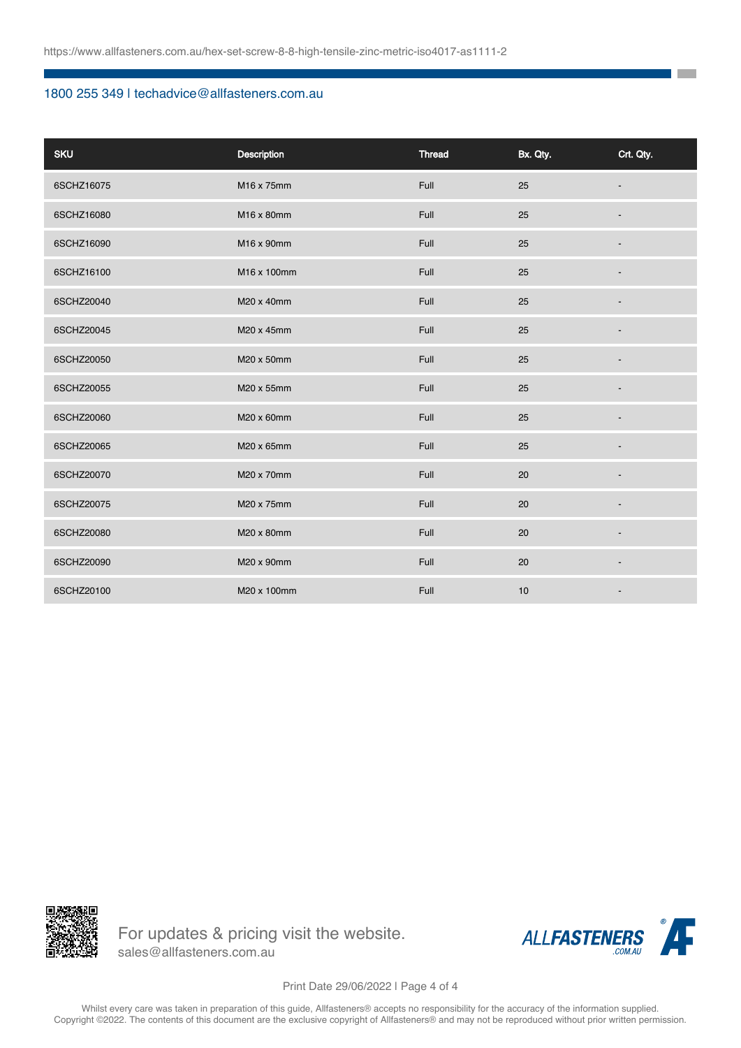| SKU | Description | Thread | Bx. Qty. | Crt. Qty. |
| --- | --- | --- | --- | --- |
| 6SCHZ16075 | M16 x 75mm | Full | 25 | - |
| 6SCHZ16080 | M16 x 80mm | Full | 25 | - |
| 6SCHZ16090 | M16 x 90mm | Full | 25 | - |
| 6SCHZ16100 | M16 x 100mm | Full | 25 | - |
| 6SCHZ20040 | M20 x 40mm | Full | 25 | - |
| 6SCHZ20045 | M20 x 45mm | Full | 25 | - |
| 6SCHZ20050 | M20 x 50mm | Full | 25 | - |
| 6SCHZ20055 | M20 x 55mm | Full | 25 | - |
| 6SCHZ20060 | M20 x 60mm | Full | 25 | - |
| 6SCHZ20065 | M20 x 65mm | Full | 25 | - |
| 6SCHZ20070 | M20 x 70mm | Full | 20 | - |
| 6SCHZ20075 | M20 x 75mm | Full | 20 | - |
| 6SCHZ20080 | M20 x 80mm | Full | 20 | - |
| 6SCHZ20090 | M20 x 90mm | Full | 20 | - |
| 6SCHZ20100 | M20 x 100mm | Full | 10 | - |

For updates & pricing visit the website.
sales@allfasteners.com.au

Whilst every care was taken in preparation of this guide, Allfasteners® accepts no responsibility for the accuracy of the information supplied.
Copyright ©2022. The contents of this document are the exclusive copyright of Allfasteners® and may not be reproduced without prior written permission.